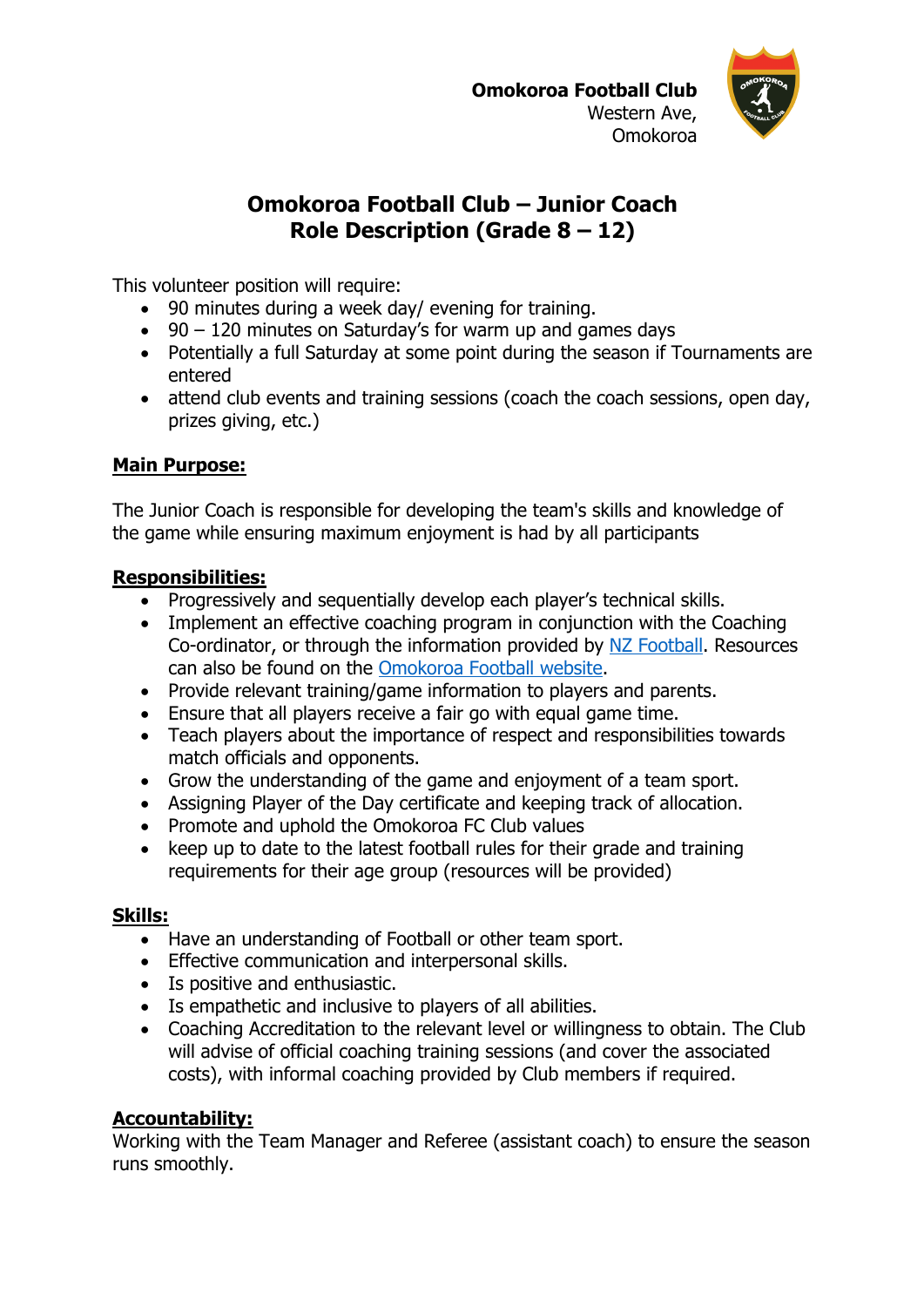**Omokoroa Football Club**
Western Ave,
Omokoroa

# Omokoroa Football Club – Junior Coach Role Description (Grade 8 – 12)

This volunteer position will require:

- 90 minutes during a week day/ evening for training.
- 90 – 120 minutes on Saturday's for warm up and games days
- Potentially a full Saturday at some point during the season if Tournaments are entered
- attend club events and training sessions (coach the coach sessions, open day, prizes giving, etc.)

## Main Purpose:

The Junior Coach is responsible for developing the team's skills and knowledge of the game while ensuring maximum enjoyment is had by all participants

## Responsibilities:

- Progressively and sequentially develop each player's technical skills.
- Implement an effective coaching program in conjunction with the Coaching Co-ordinator, or through the information provided by NZ Football. Resources can also be found on the Omokoroa Football website.
- Provide relevant training/game information to players and parents.
- Ensure that all players receive a fair go with equal game time.
- Teach players about the importance of respect and responsibilities towards match officials and opponents.
- Grow the understanding of the game and enjoyment of a team sport.
- Assigning Player of the Day certificate and keeping track of allocation.
- Promote and uphold the Omokoroa FC Club values
- keep up to date to the latest football rules for their grade and training requirements for their age group (resources will be provided)

## Skills:

- Have an understanding of Football or other team sport.
- Effective communication and interpersonal skills.
- Is positive and enthusiastic.
- Is empathetic and inclusive to players of all abilities.
- Coaching Accreditation to the relevant level or willingness to obtain. The Club will advise of official coaching training sessions (and cover the associated costs), with informal coaching provided by Club members if required.

## Accountability:

Working with the Team Manager and Referee (assistant coach) to ensure the season runs smoothly.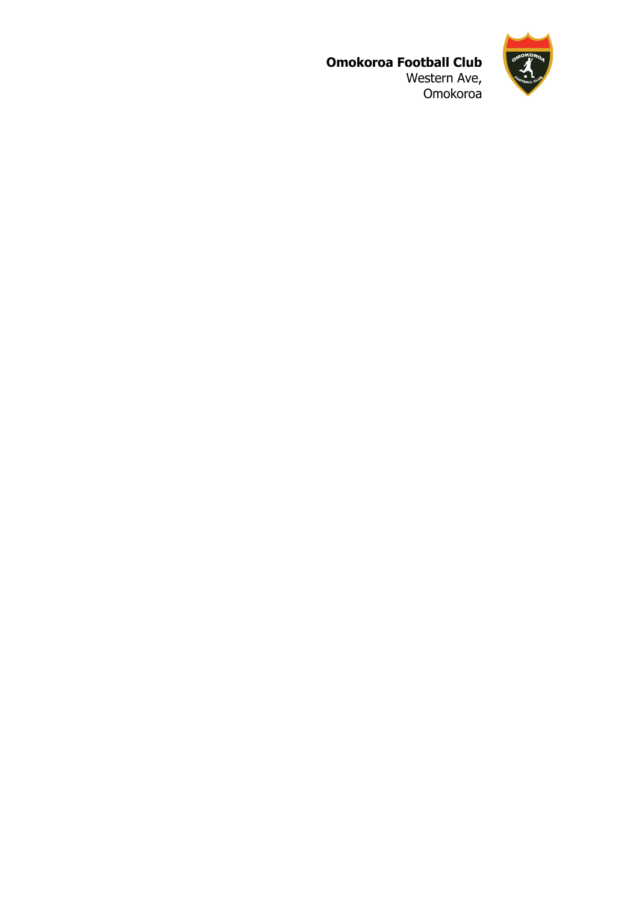**Omokoroa Football Club**
Western Ave,
Omokoroa